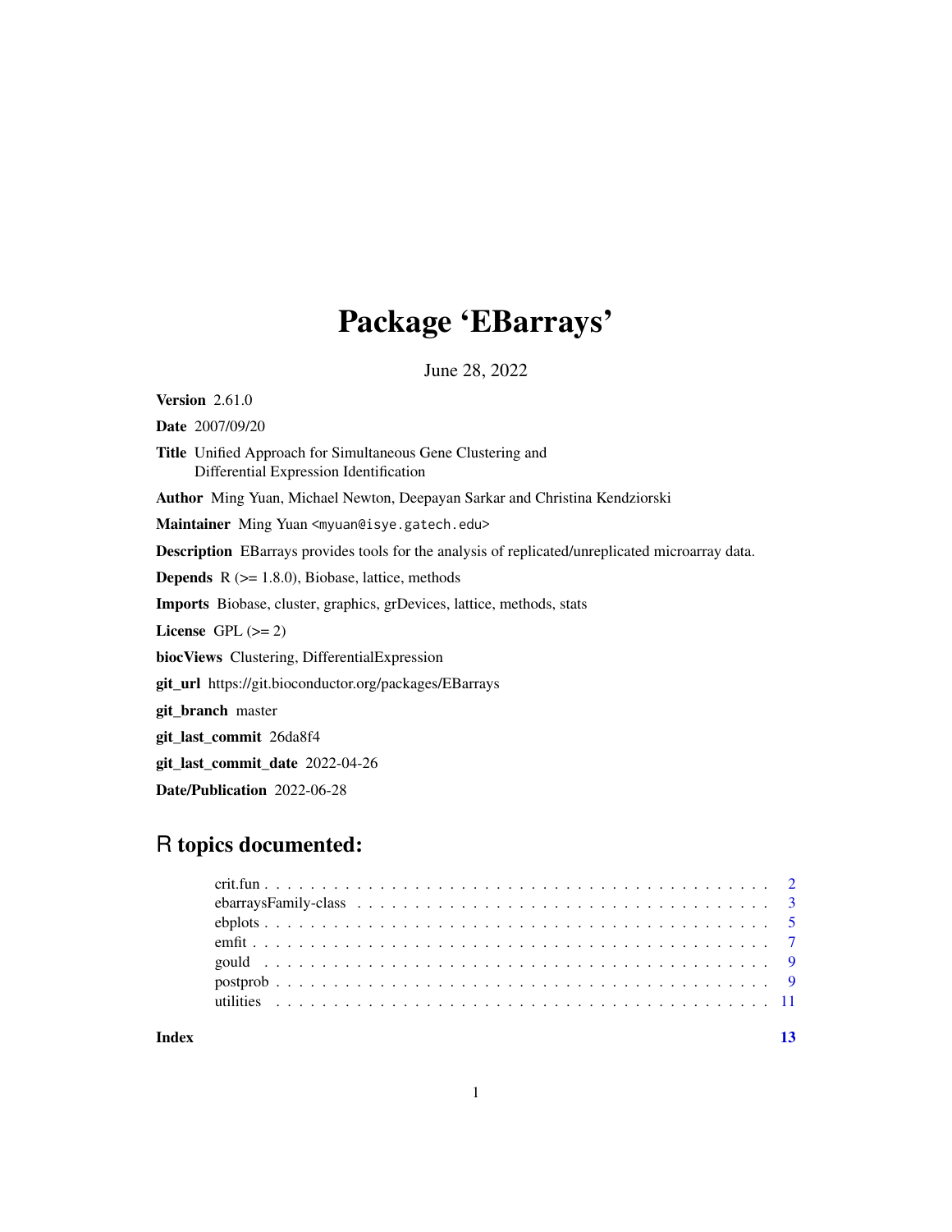# Package 'EBarrays'

June 28, 2022

**Version** 2.61.0

**Date** 2007/09/20

**Title** Unified Approach for Simultaneous Gene Clustering and Differential Expression Identification

**Author** Ming Yuan, Michael Newton, Deepayan Sarkar and Christina Kendziorski

**Maintainer** Ming Yuan <myuan@isye.gatech.edu>

**Description** EBarrays provides tools for the analysis of replicated/unreplicated microarray data.

**Depends** R (>= 1.8.0), Biobase, lattice, methods

**Imports** Biobase, cluster, graphics, grDevices, lattice, methods, stats

**License** GPL (>= 2)

**biocViews** Clustering, DifferentialExpression

**git_url** https://git.bioconductor.org/packages/EBarrays

**git_branch** master

**git_last_commit** 26da8f4

**git_last_commit_date** 2022-04-26

**Date/Publication** 2022-06-28

## R topics documented:

| | |
|---|---|
| crit.fun | 2 |
| ebarraysFamily-class | 3 |
| ebplots | 5 |
| emfit | 7 |
| gould | 9 |
| postprob | 9 |
| utilities | 11 |
| **Index** | **13** |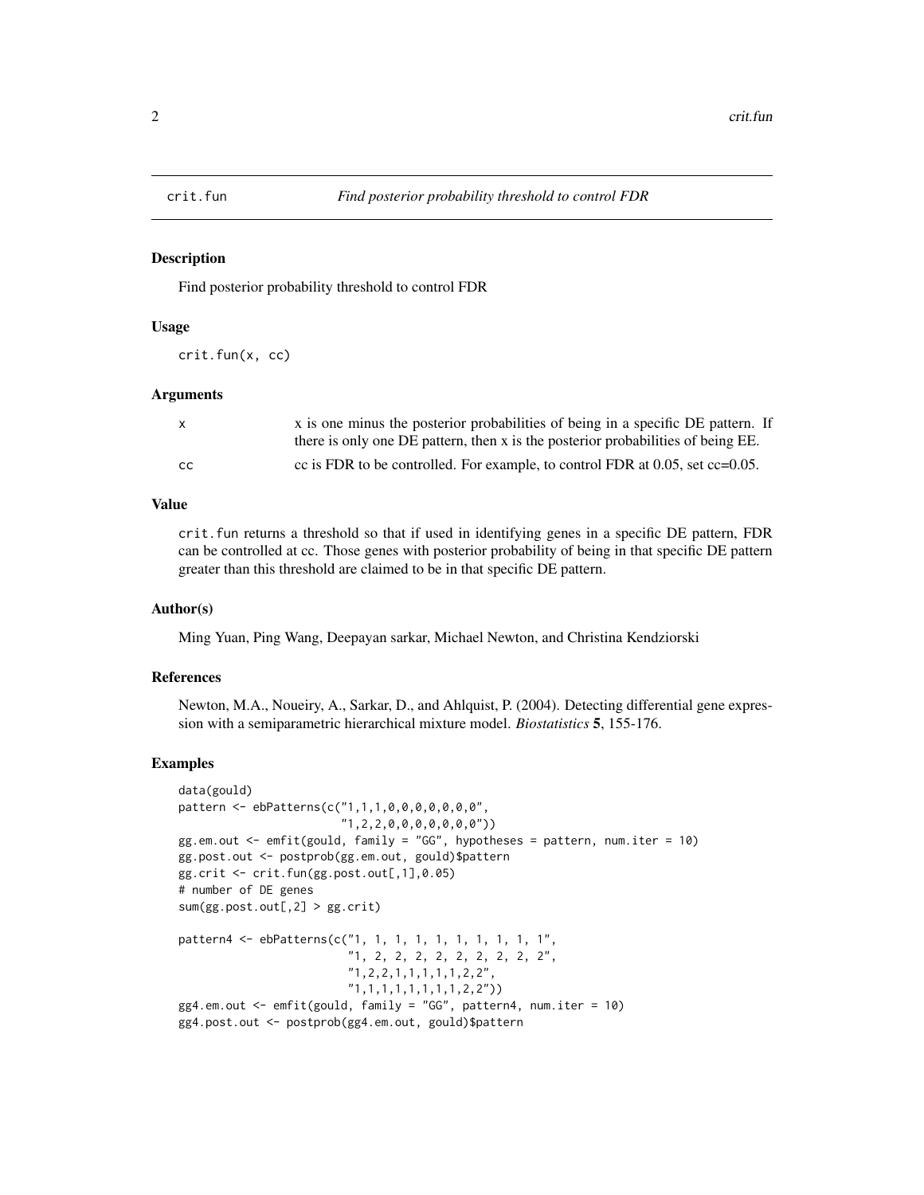# crit.fun

*Find posterior probability threshold to control FDR*

## Description

Find posterior probability threshold to control FDR

## Usage

```
crit.fun(x, cc)
```

## Arguments

| | |
|---|---|
| x | x is one minus the posterior probabilities of being in a specific DE pattern. If there is only one DE pattern, then x is the posterior probabilities of being EE. |
| cc | cc is FDR to be controlled. For example, to control FDR at 0.05, set cc=0.05. |

## Value

crit.fun returns a threshold so that if used in identifying genes in a specific DE pattern, FDR can be controlled at cc. Those genes with posterior probability of being in that specific DE pattern greater than this threshold are claimed to be in that specific DE pattern.

## Author(s)

Ming Yuan, Ping Wang, Deepayan sarkar, Michael Newton, and Christina Kendziorski

## References

Newton, M.A., Noueiry, A., Sarkar, D., and Ahlquist, P. (2004). Detecting differential gene expression with a semiparametric hierarchical mixture model. *Biostatistics* **5**, 155-176.

## Examples

```
data(gould)
pattern <- ebPatterns(c("1,1,1,0,0,0,0,0,0,0",
                        "1,2,2,0,0,0,0,0,0,0"))
gg.em.out <- emfit(gould, family = "GG", hypotheses = pattern, num.iter = 10)
gg.post.out <- postprob(gg.em.out, gould)$pattern
gg.crit <- crit.fun(gg.post.out[,1],0.05)
# number of DE genes
sum(gg.post.out[,2] > gg.crit)

pattern4 <- ebPatterns(c("1, 1, 1, 1, 1, 1, 1, 1, 1, 1",
                         "1, 2, 2, 2, 2, 2, 2, 2, 2, 2",
                         "1,2,2,1,1,1,1,1,2,2",
                         "1,1,1,1,1,1,1,1,2,2"))
gg4.em.out <- emfit(gould, family = "GG", pattern4, num.iter = 10)
gg4.post.out <- postprob(gg4.em.out, gould)$pattern
```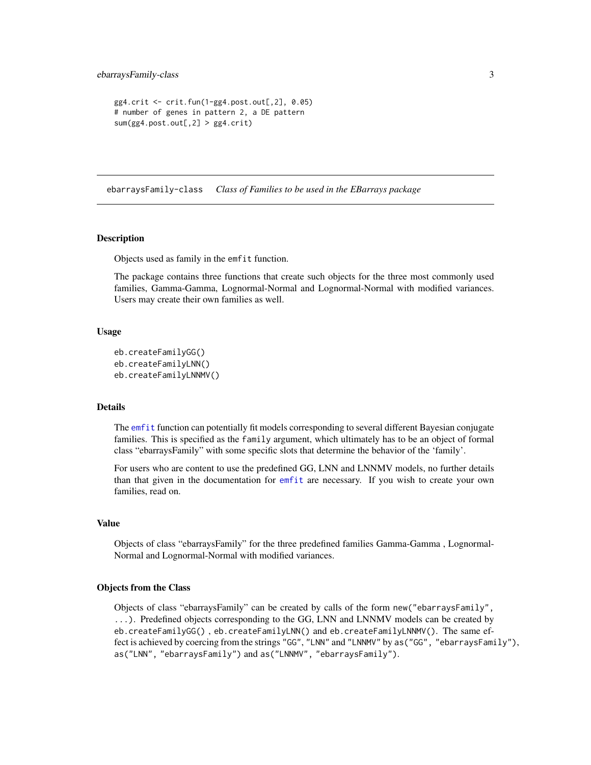```
gg4.crit <- crit.fun(1-gg4.post.out[,2], 0.05)
# number of genes in pattern 2, a DE pattern
sum(gg4.post.out[,2] > gg4.crit)
```

## ebarraysFamily-class    *Class of Families to be used in the EBarrays package*

### Description

Objects used as family in the `emfit` function.

The package contains three functions that create such objects for the three most commonly used families, Gamma-Gamma, Lognormal-Normal and Lognormal-Normal with modified variances. Users may create their own families as well.

### Usage

```
eb.createFamilyGG()
eb.createFamilyLNN()
eb.createFamilyLNNMV()
```

### Details

The `emfit` function can potentially fit models corresponding to several different Bayesian conjugate families. This is specified as the `family` argument, which ultimately has to be an object of formal class "ebarraysFamily" with some specific slots that determine the behavior of the 'family'.

For users who are content to use the predefined GG, LNN and LNNMV models, no further details than that given in the documentation for `emfit` are necessary. If you wish to create your own families, read on.

### Value

Objects of class "ebarraysFamily" for the three predefined families Gamma-Gamma , Lognormal-Normal and Lognormal-Normal with modified variances.

### Objects from the Class

Objects of class "ebarraysFamily" can be created by calls of the form `new("ebarraysFamily", ...)`. Predefined objects corresponding to the GG, LNN and LNNMV models can be created by `eb.createFamilyGG()` , `eb.createFamilyLNN()` and `eb.createFamilyLNNMV()`. The same effect is achieved by coercing from the strings `"GG"`, `"LNN"` and `"LNNMV"` by `as("GG", "ebarraysFamily")`, `as("LNN", "ebarraysFamily")` and `as("LNNMV", "ebarraysFamily")`.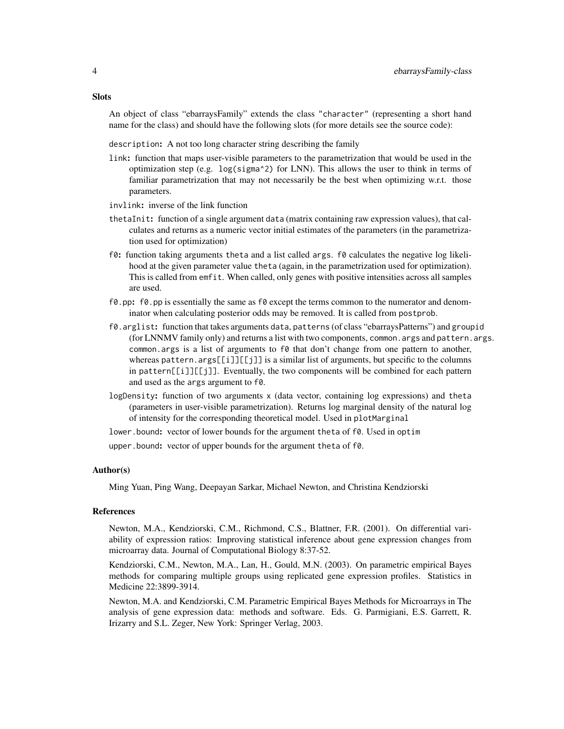## Slots

An object of class "ebarraysFamily" extends the class "character" (representing a short hand name for the class) and should have the following slots (for more details see the source code):

**description:** A not too long character string describing the family

**link:** function that maps user-visible parameters to the parametrization that would be used in the optimization step (e.g. `log(sigma^2)` for LNN). This allows the user to think in terms of familiar parametrization that may not necessarily be the best when optimizing w.r.t. those parameters.

**invlink:** inverse of the link function

**thetaInit:** function of a single argument `data` (matrix containing raw expression values), that calculates and returns as a numeric vector initial estimates of the parameters (in the parametrization used for optimization)

**f0:** function taking arguments `theta` and a list called `args`. `f0` calculates the negative log likelihood at the given parameter value `theta` (again, in the parametrization used for optimization). This is called from `emfit`. When called, only genes with positive intensities across all samples are used.

**f0.pp:** `f0.pp` is essentially the same as `f0` except the terms common to the numerator and denominator when calculating posterior odds may be removed. It is called from `postprob`.

**f0.arglist:** function that takes arguments `data`, `patterns` (of class "ebarraysPatterns") and `groupid` (for LNNMV family only) and returns a list with two components, `common.args` and `pattern.args`. `common.args` is a list of arguments to `f0` that don't change from one pattern to another, whereas `pattern.args[[i]][[j]]` is a similar list of arguments, but specific to the columns in `pattern[[i]][[j]]`. Eventually, the two components will be combined for each pattern and used as the `args` argument to `f0`.

**logDensity:** function of two arguments `x` (data vector, containing log expressions) and `theta` (parameters in user-visible parametrization). Returns log marginal density of the natural log of intensity for the corresponding theoretical model. Used in `plotMarginal`

**lower.bound:** vector of lower bounds for the argument `theta` of `f0`. Used in `optim`

**upper.bound:** vector of upper bounds for the argument `theta` of `f0`.

## Author(s)

Ming Yuan, Ping Wang, Deepayan Sarkar, Michael Newton, and Christina Kendziorski

## References

Newton, M.A., Kendziorski, C.M., Richmond, C.S., Blattner, F.R. (2001). On differential variability of expression ratios: Improving statistical inference about gene expression changes from microarray data. Journal of Computational Biology 8:37-52.

Kendziorski, C.M., Newton, M.A., Lan, H., Gould, M.N. (2003). On parametric empirical Bayes methods for comparing multiple groups using replicated gene expression profiles. Statistics in Medicine 22:3899-3914.

Newton, M.A. and Kendziorski, C.M. Parametric Empirical Bayes Methods for Microarrays in The analysis of gene expression data: methods and software. Eds. G. Parmigiani, E.S. Garrett, R. Irizarry and S.L. Zeger, New York: Springer Verlag, 2003.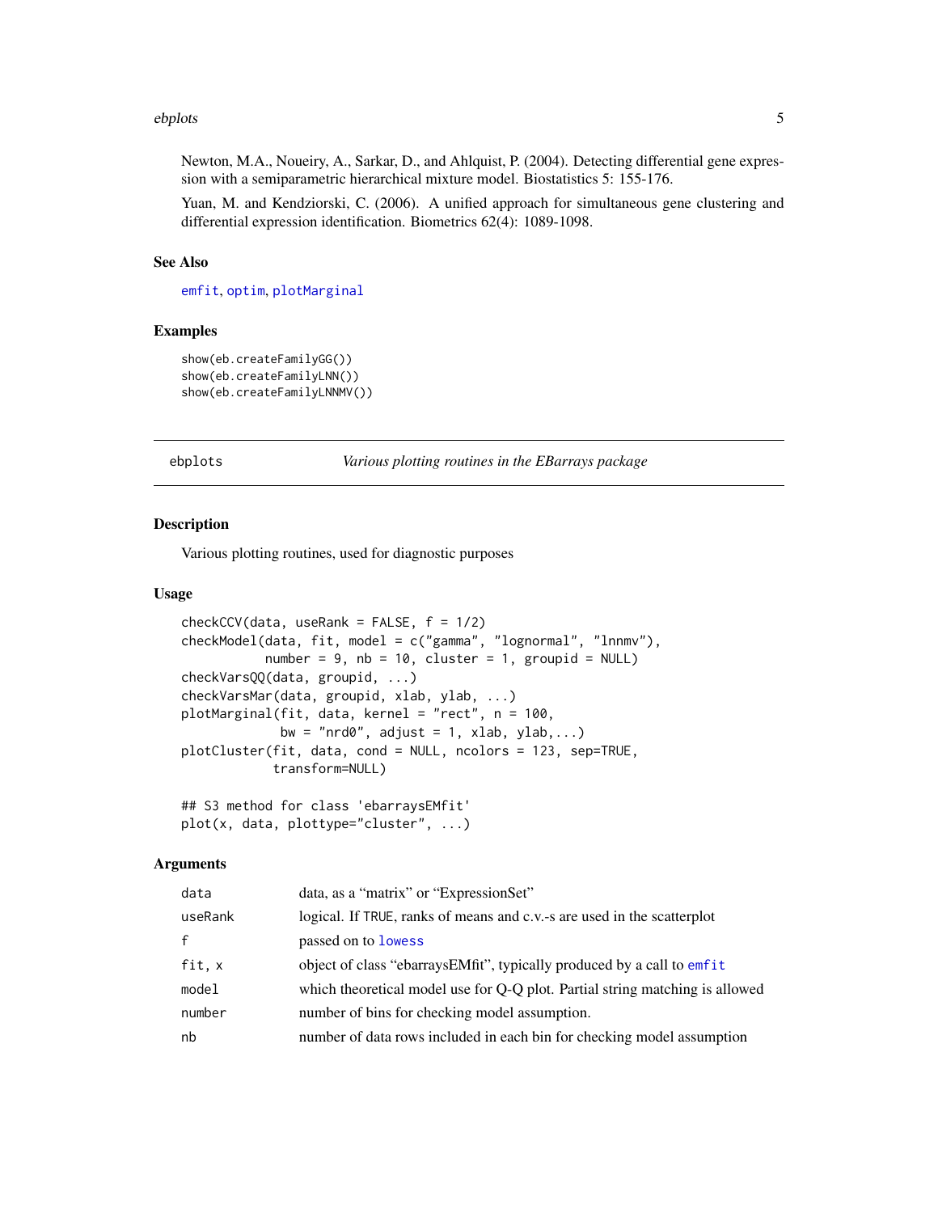Newton, M.A., Noueiry, A., Sarkar, D., and Ahlquist, P. (2004). Detecting differential gene expression with a semiparametric hierarchical mixture model. Biostatistics 5: 155-176.

Yuan, M. and Kendziorski, C. (2006). A unified approach for simultaneous gene clustering and differential expression identification. Biometrics 62(4): 1089-1098.

### See Also

emfit, optim, plotMarginal

### Examples

```
show(eb.createFamilyGG())
show(eb.createFamilyLNN())
show(eb.createFamilyLNNMV())
```

---

## ebplots — *Various plotting routines in the EBarrays package*

---

### Description

Various plotting routines, used for diagnostic purposes

### Usage

```
checkCCV(data, useRank = FALSE, f = 1/2)
checkModel(data, fit, model = c("gamma", "lognormal", "lnnmv"),
           number = 9, nb = 10, cluster = 1, groupid = NULL)
checkVarsQQ(data, groupid, ...)
checkVarsMar(data, groupid, xlab, ylab, ...)
plotMarginal(fit, data, kernel = "rect", n = 100,
             bw = "nrd0", adjust = 1, xlab, ylab,...)
plotCluster(fit, data, cond = NULL, ncolors = 123, sep=TRUE,
            transform=NULL)

## S3 method for class 'ebarraysEMfit'
plot(x, data, plottype="cluster", ...)
```

### Arguments

| | |
|---|---|
| data | data, as a "matrix" or "ExpressionSet" |
| useRank | logical. If TRUE, ranks of means and c.v.-s are used in the scatterplot |
| f | passed on to lowess |
| fit, x | object of class "ebarraysEMfit", typically produced by a call to emfit |
| model | which theoretical model use for Q-Q plot. Partial string matching is allowed |
| number | number of bins for checking model assumption. |
| nb | number of data rows included in each bin for checking model assumption |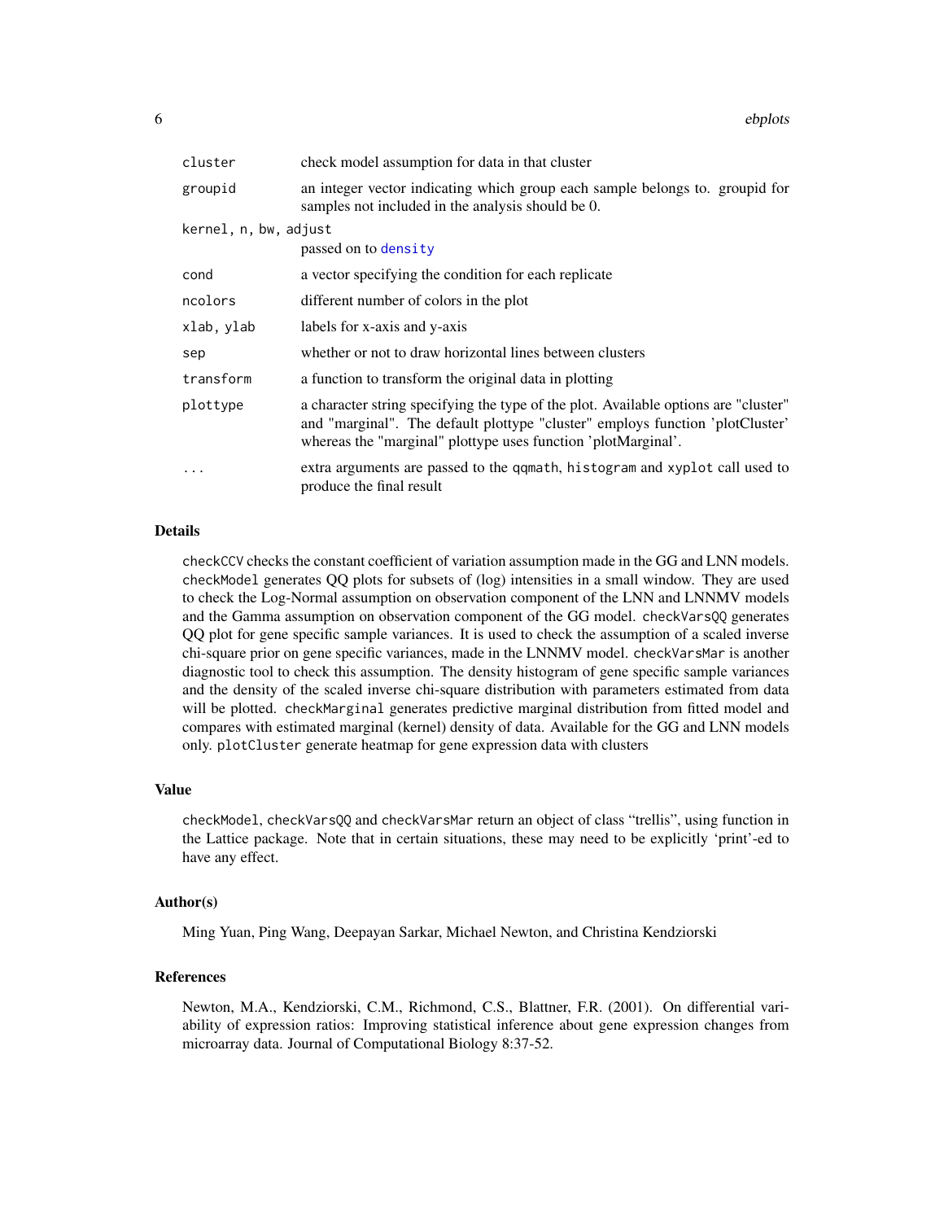| | |
|---|---|
| `cluster` | check model assumption for data in that cluster |
| `groupid` | an integer vector indicating which group each sample belongs to. groupid for samples not included in the analysis should be 0. |
| `kernel, n, bw, adjust` | passed on to `density` |
| `cond` | a vector specifying the condition for each replicate |
| `ncolors` | different number of colors in the plot |
| `xlab, ylab` | labels for x-axis and y-axis |
| `sep` | whether or not to draw horizontal lines between clusters |
| `transform` | a function to transform the original data in plotting |
| `plottype` | a character string specifying the type of the plot. Available options are "cluster" and "marginal". The default plottype "cluster" employs function 'plotCluster' whereas the "marginal" plottype uses function 'plotMarginal'. |
| `...` | extra arguments are passed to the `qqmath`, `histogram` and `xyplot` call used to produce the final result |

## Details

`checkCCV` checks the constant coefficient of variation assumption made in the GG and LNN models. `checkModel` generates QQ plots for subsets of (log) intensities in a small window. They are used to check the Log-Normal assumption on observation component of the LNN and LNNMV models and the Gamma assumption on observation component of the GG model. `checkVarsQQ` generates QQ plot for gene specific sample variances. It is used to check the assumption of a scaled inverse chi-square prior on gene specific variances, made in the LNNMV model. `checkVarsMar` is another diagnostic tool to check this assumption. The density histogram of gene specific sample variances and the density of the scaled inverse chi-square distribution with parameters estimated from data will be plotted. `checkMarginal` generates predictive marginal distribution from fitted model and compares with estimated marginal (kernel) density of data. Available for the GG and LNN models only. `plotCluster` generate heatmap for gene expression data with clusters

## Value

`checkModel`, `checkVarsQQ` and `checkVarsMar` return an object of class "trellis", using function in the Lattice package. Note that in certain situations, these may need to be explicitly 'print'-ed to have any effect.

## Author(s)

Ming Yuan, Ping Wang, Deepayan Sarkar, Michael Newton, and Christina Kendziorski

## References

Newton, M.A., Kendziorski, C.M., Richmond, C.S., Blattner, F.R. (2001). On differential variability of expression ratios: Improving statistical inference about gene expression changes from microarray data. Journal of Computational Biology 8:37-52.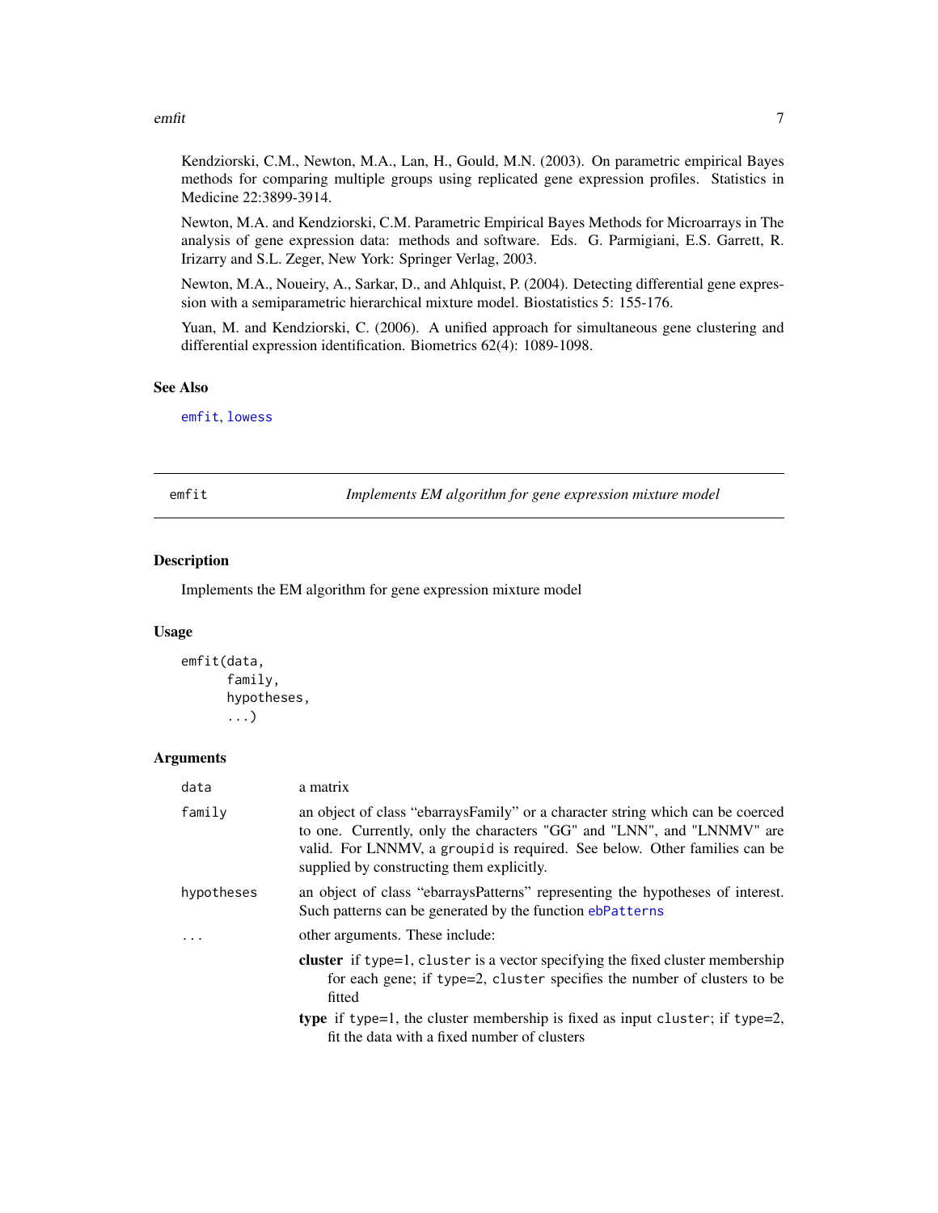Kendziorski, C.M., Newton, M.A., Lan, H., Gould, M.N. (2003). On parametric empirical Bayes methods for comparing multiple groups using replicated gene expression profiles. Statistics in Medicine 22:3899-3914.

Newton, M.A. and Kendziorski, C.M. Parametric Empirical Bayes Methods for Microarrays in The analysis of gene expression data: methods and software. Eds. G. Parmigiani, E.S. Garrett, R. Irizarry and S.L. Zeger, New York: Springer Verlag, 2003.

Newton, M.A., Noueiry, A., Sarkar, D., and Ahlquist, P. (2004). Detecting differential gene expression with a semiparametric hierarchical mixture model. Biostatistics 5: 155-176.

Yuan, M. and Kendziorski, C. (2006). A unified approach for simultaneous gene clustering and differential expression identification. Biometrics 62(4): 1089-1098.

### See Also

emfit, lowess

---

## emfit — *Implements EM algorithm for gene expression mixture model*

### Description

Implements the EM algorithm for gene expression mixture model

### Usage

```
emfit(data,
      family,
      hypotheses,
      ...)
```

### Arguments

| | |
|---|---|
| data | a matrix |
| family | an object of class "ebarraysFamily" or a character string which can be coerced to one. Currently, only the characters "GG" and "LNN", and "LNNMV" are valid. For LNNMV, a groupid is required. See below. Other families can be supplied by constructing them explicitly. |
| hypotheses | an object of class "ebarraysPatterns" representing the hypotheses of interest. Such patterns can be generated by the function ebPatterns |
| ... | other arguments. These include: **cluster** if type=1, cluster is a vector specifying the fixed cluster membership for each gene; if type=2, cluster specifies the number of clusters to be fitted **type** if type=1, the cluster membership is fixed as input cluster; if type=2, fit the data with a fixed number of clusters |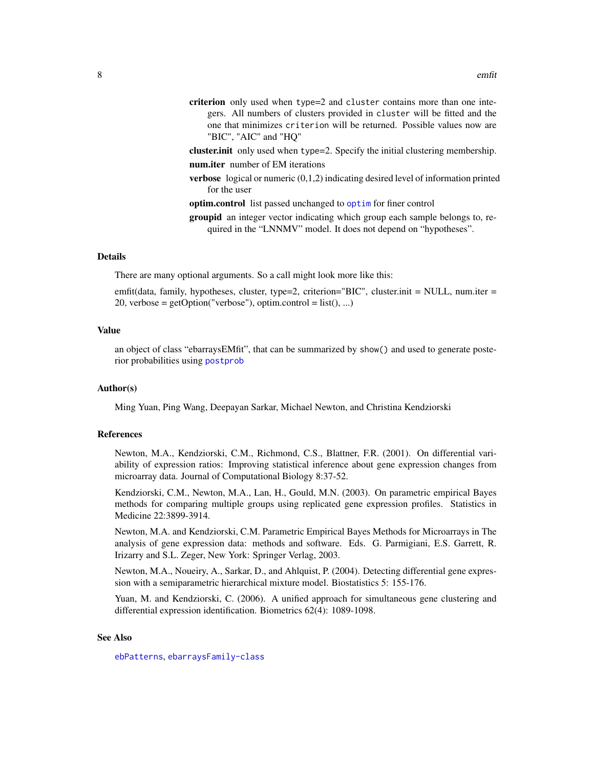**criterion** only used when `type=2` and `cluster` contains more than one integers. All numbers of clusters provided in `cluster` will be fitted and the one that minimizes `criterion` will be returned. Possible values now are "BIC", "AIC" and "HQ"

**cluster.init** only used when `type=2`. Specify the initial clustering membership.

**num.iter** number of EM iterations

**verbose** logical or numeric (0,1,2) indicating desired level of information printed for the user

**optim.control** list passed unchanged to `optim` for finer control

**groupid** an integer vector indicating which group each sample belongs to, required in the "LNNMV" model. It does not depend on "hypotheses".

## Details

There are many optional arguments. So a call might look more like this:

emfit(data, family, hypotheses, cluster, type=2, criterion="BIC", cluster.init = NULL, num.iter = 20, verbose = getOption("verbose"), optim.control = list(), ...)

## Value

an object of class "ebarraysEMfit", that can be summarized by `show()` and used to generate posterior probabilities using `postprob`

## Author(s)

Ming Yuan, Ping Wang, Deepayan Sarkar, Michael Newton, and Christina Kendziorski

## References

Newton, M.A., Kendziorski, C.M., Richmond, C.S., Blattner, F.R. (2001). On differential variability of expression ratios: Improving statistical inference about gene expression changes from microarray data. Journal of Computational Biology 8:37-52.

Kendziorski, C.M., Newton, M.A., Lan, H., Gould, M.N. (2003). On parametric empirical Bayes methods for comparing multiple groups using replicated gene expression profiles. Statistics in Medicine 22:3899-3914.

Newton, M.A. and Kendziorski, C.M. Parametric Empirical Bayes Methods for Microarrays in The analysis of gene expression data: methods and software. Eds. G. Parmigiani, E.S. Garrett, R. Irizarry and S.L. Zeger, New York: Springer Verlag, 2003.

Newton, M.A., Noueiry, A., Sarkar, D., and Ahlquist, P. (2004). Detecting differential gene expression with a semiparametric hierarchical mixture model. Biostatistics 5: 155-176.

Yuan, M. and Kendziorski, C. (2006). A unified approach for simultaneous gene clustering and differential expression identification. Biometrics 62(4): 1089-1098.

## See Also

`ebPatterns`, `ebarraysFamily-class`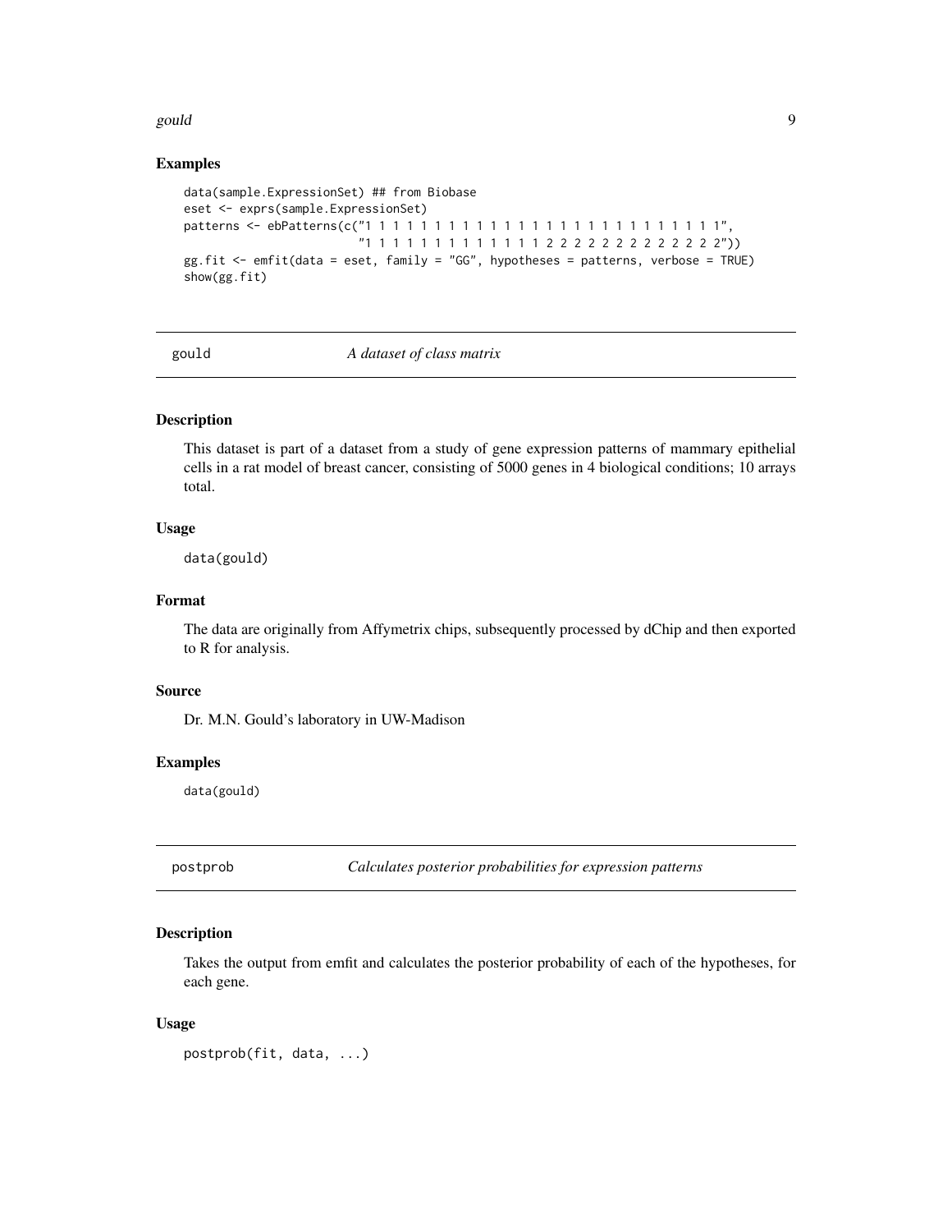### Examples

```
data(sample.ExpressionSet) ## from Biobase
eset <- exprs(sample.ExpressionSet)
patterns <- ebPatterns(c("1 1 1 1 1 1 1 1 1 1 1 1 1 1 1 1 1 1 1 1 1 1 1 1 1 1",
                         "1 1 1 1 1 1 1 1 1 1 1 1 1 2 2 2 2 2 2 2 2 2 2 2 2 2"))
gg.fit <- emfit(data = eset, family = "GG", hypotheses = patterns, verbose = TRUE)
show(gg.fit)
```

## gould *A dataset of class matrix*

### Description

This dataset is part of a dataset from a study of gene expression patterns of mammary epithelial cells in a rat model of breast cancer, consisting of 5000 genes in 4 biological conditions; 10 arrays total.

### Usage

```
data(gould)
```

### Format

The data are originally from Affymetrix chips, subsequently processed by dChip and then exported to R for analysis.

### Source

Dr. M.N. Gould's laboratory in UW-Madison

### Examples

```
data(gould)
```

## postprob *Calculates posterior probabilities for expression patterns*

### Description

Takes the output from emfit and calculates the posterior probability of each of the hypotheses, for each gene.

### Usage

```
postprob(fit, data, ...)
```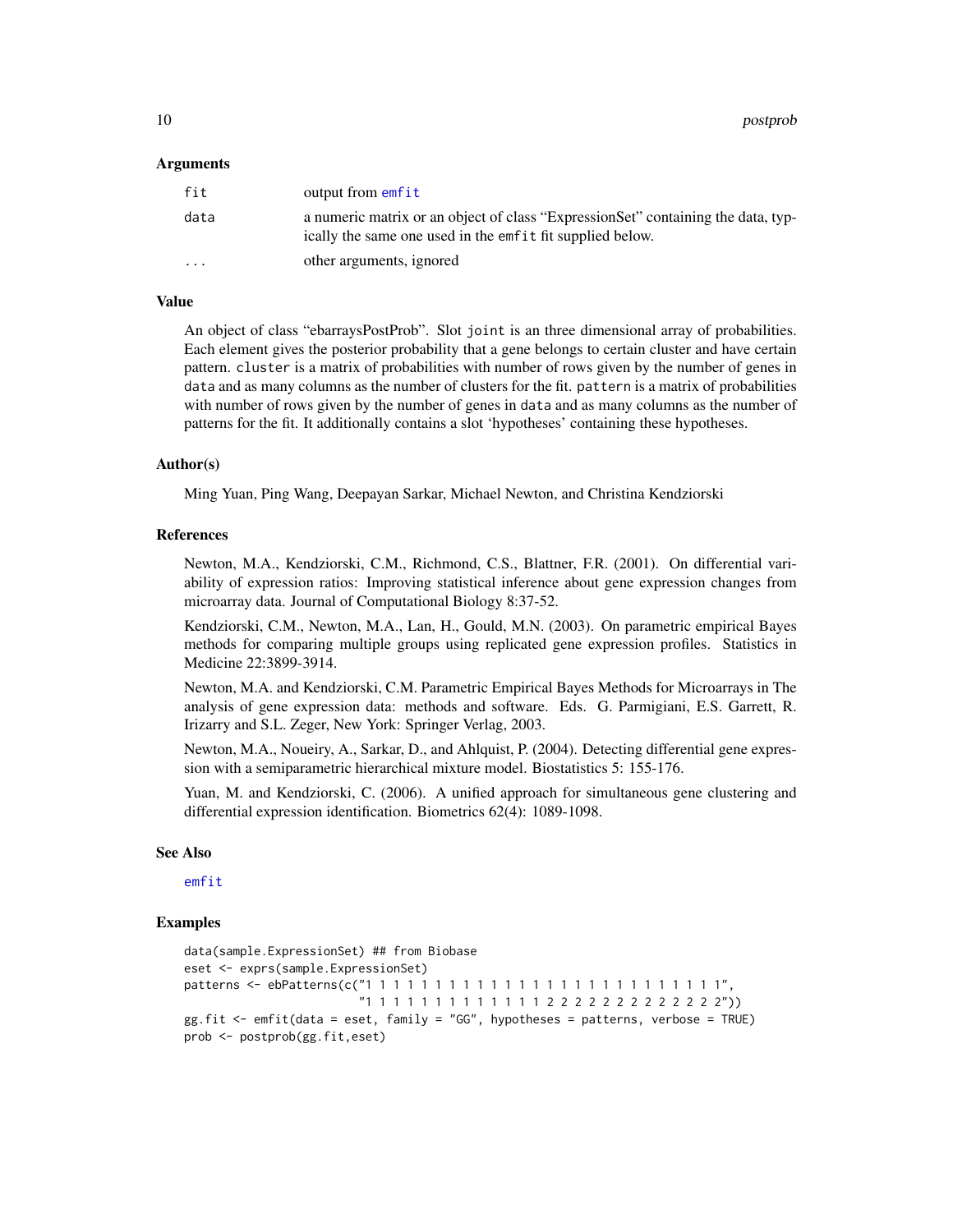### Arguments

| | |
|---|---|
| `fit` | output from `emfit` |
| `data` | a numeric matrix or an object of class "ExpressionSet" containing the data, typically the same one used in the `emfit` fit supplied below. |
| `...` | other arguments, ignored |

### Value

An object of class "ebarraysPostProb". Slot `joint` is an three dimensional array of probabilities. Each element gives the posterior probability that a gene belongs to certain cluster and have certain pattern. `cluster` is a matrix of probabilities with number of rows given by the number of genes in `data` and as many columns as the number of clusters for the fit. `pattern` is a matrix of probabilities with number of rows given by the number of genes in `data` and as many columns as the number of patterns for the fit. It additionally contains a slot 'hypotheses' containing these hypotheses.

### Author(s)

Ming Yuan, Ping Wang, Deepayan Sarkar, Michael Newton, and Christina Kendziorski

### References

Newton, M.A., Kendziorski, C.M., Richmond, C.S., Blattner, F.R. (2001). On differential variability of expression ratios: Improving statistical inference about gene expression changes from microarray data. Journal of Computational Biology 8:37-52.

Kendziorski, C.M., Newton, M.A., Lan, H., Gould, M.N. (2003). On parametric empirical Bayes methods for comparing multiple groups using replicated gene expression profiles. Statistics in Medicine 22:3899-3914.

Newton, M.A. and Kendziorski, C.M. Parametric Empirical Bayes Methods for Microarrays in The analysis of gene expression data: methods and software. Eds. G. Parmigiani, E.S. Garrett, R. Irizarry and S.L. Zeger, New York: Springer Verlag, 2003.

Newton, M.A., Noueiry, A., Sarkar, D., and Ahlquist, P. (2004). Detecting differential gene expression with a semiparametric hierarchical mixture model. Biostatistics 5: 155-176.

Yuan, M. and Kendziorski, C. (2006). A unified approach for simultaneous gene clustering and differential expression identification. Biometrics 62(4): 1089-1098.

### See Also

`emfit`

### Examples

```
data(sample.ExpressionSet) ## from Biobase
eset <- exprs(sample.ExpressionSet)
patterns <- ebPatterns(c("1 1 1 1 1 1 1 1 1 1 1 1 1 1 1 1 1 1 1 1 1 1 1 1 1 1",
                         "1 1 1 1 1 1 1 1 1 1 1 1 1 2 2 2 2 2 2 2 2 2 2 2 2 2"))
gg.fit <- emfit(data = eset, family = "GG", hypotheses = patterns, verbose = TRUE)
prob <- postprob(gg.fit,eset)
```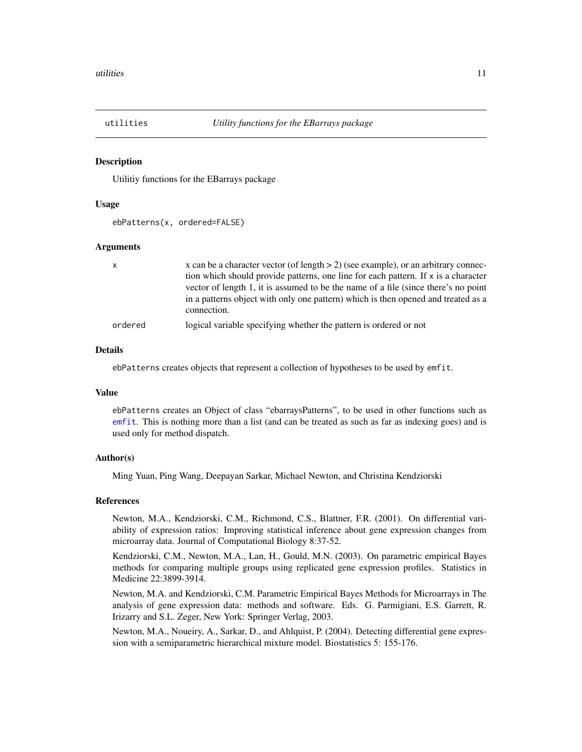# utilities — *Utility functions for the EBarrays package*

## Description

Utilitiy functions for the EBarrays package

## Usage

```
ebPatterns(x, ordered=FALSE)
```

## Arguments

| | |
|---|---|
| `x` | x can be a character vector (of length > 2) (see example), or an arbitrary connection which should provide patterns, one line for each pattern. If x is a character vector of length 1, it is assumed to be the name of a file (since there's no point in a patterns object with only one pattern) which is then opened and treated as a connection. |
| `ordered` | logical variable specifying whether the pattern is ordered or not |

## Details

`ebPatterns` creates objects that represent a collection of hypotheses to be used by `emfit`.

## Value

`ebPatterns` creates an Object of class "ebarraysPatterns", to be used in other functions such as `emfit`. This is nothing more than a list (and can be treated as such as far as indexing goes) and is used only for method dispatch.

## Author(s)

Ming Yuan, Ping Wang, Deepayan Sarkar, Michael Newton, and Christina Kendziorski

## References

Newton, M.A., Kendziorski, C.M., Richmond, C.S., Blattner, F.R. (2001). On differential variability of expression ratios: Improving statistical inference about gene expression changes from microarray data. Journal of Computational Biology 8:37-52.

Kendziorski, C.M., Newton, M.A., Lan, H., Gould, M.N. (2003). On parametric empirical Bayes methods for comparing multiple groups using replicated gene expression profiles. Statistics in Medicine 22:3899-3914.

Newton, M.A. and Kendziorski, C.M. Parametric Empirical Bayes Methods for Microarrays in The analysis of gene expression data: methods and software. Eds. G. Parmigiani, E.S. Garrett, R. Irizarry and S.L. Zeger, New York: Springer Verlag, 2003.

Newton, M.A., Noueiry, A., Sarkar, D., and Ahlquist, P. (2004). Detecting differential gene expression with a semiparametric hierarchical mixture model. Biostatistics 5: 155-176.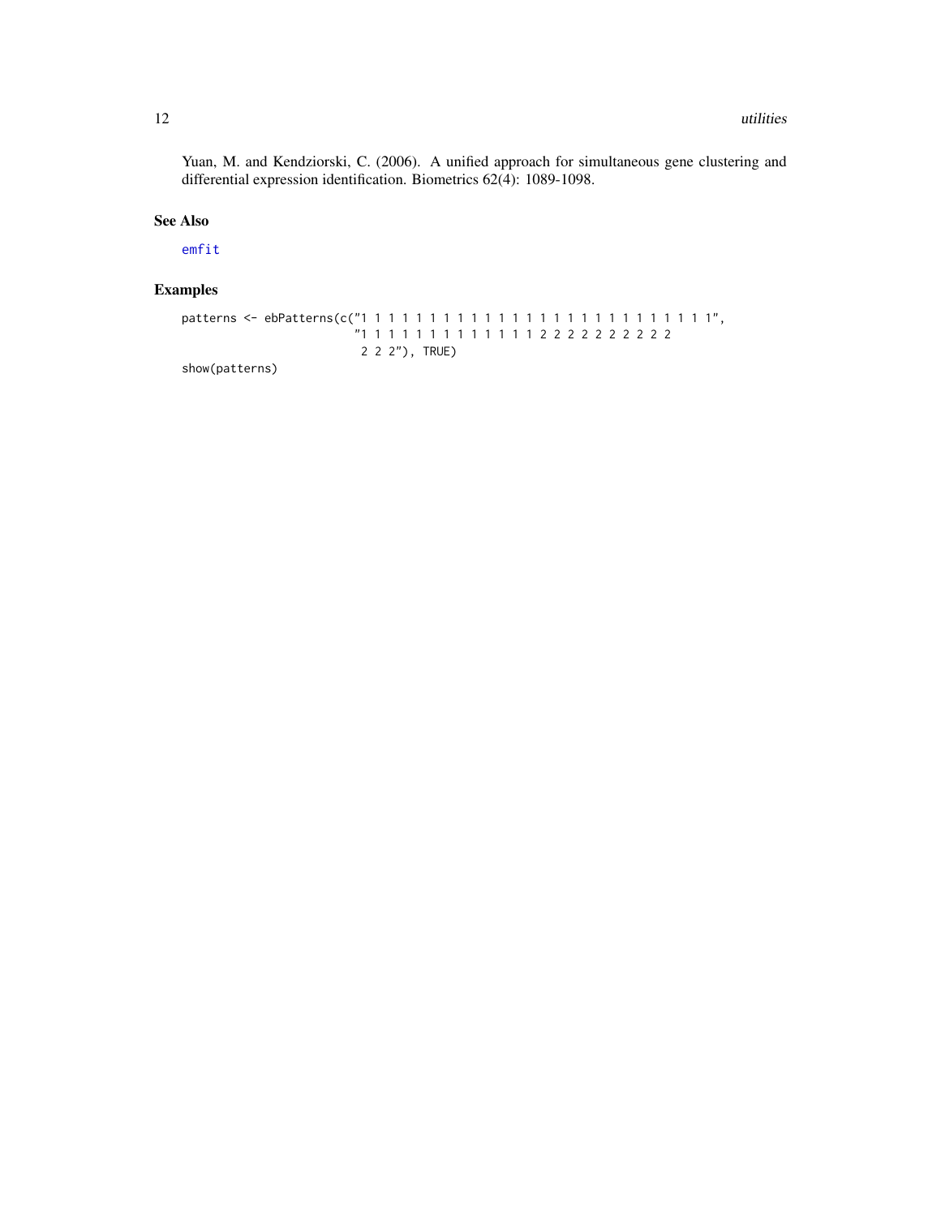Yuan, M. and Kendziorski, C. (2006). A unified approach for simultaneous gene clustering and differential expression identification. Biometrics 62(4): 1089-1098.

## See Also

emfit

## Examples

```
patterns <- ebPatterns(c("1 1 1 1 1 1 1 1 1 1 1 1 1 1 1 1 1 1 1 1 1 1 1 1 1 1 1",
                        "1 1 1 1 1 1 1 1 1 1 1 1 1 1 2 2 2 2 2 2 2 2 2 2
                         2 2 2"), TRUE)
show(patterns)
```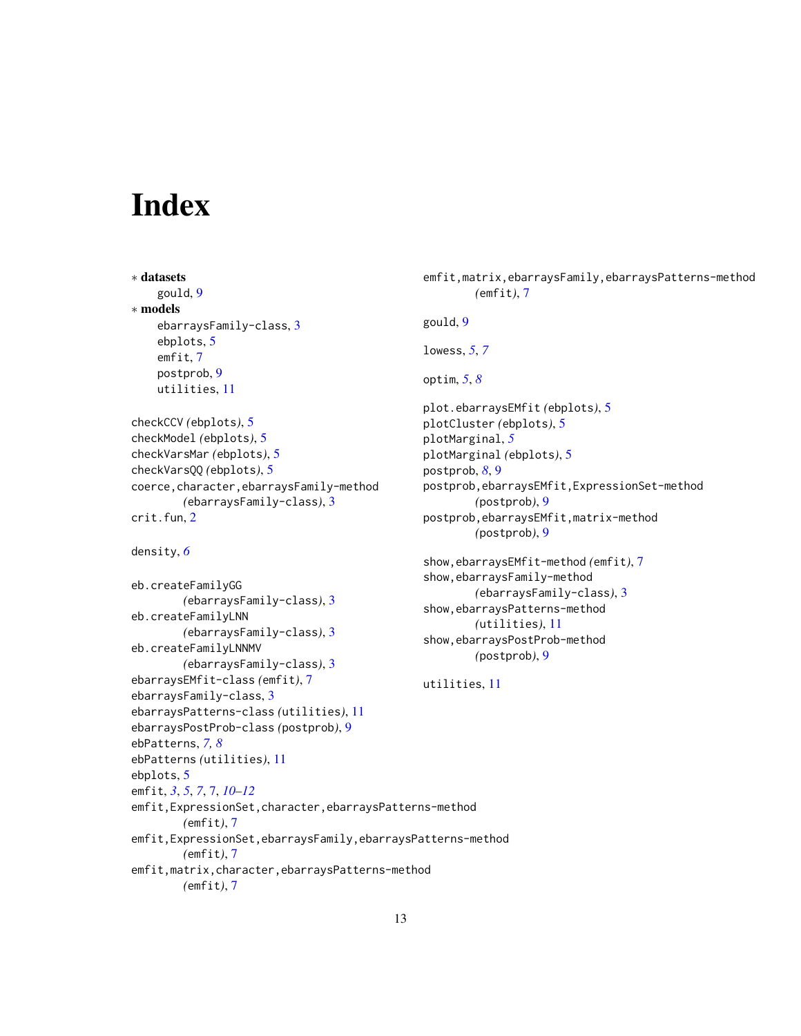# Index

∗ **datasets**
  gould, 9

∗ **models**
  ebarraysFamily-class, 3
  ebplots, 5
  emfit, 7
  postprob, 9
  utilities, 11

checkCCV *(*ebplots*)*, 5
checkModel *(*ebplots*)*, 5
checkVarsMar *(*ebplots*)*, 5
checkVarsQQ *(*ebplots*)*, 5
coerce,character,ebarraysFamily-method *(*ebarraysFamily-class*)*, 3
crit.fun, 2

density, *6*

eb.createFamilyGG *(*ebarraysFamily-class*)*, 3
eb.createFamilyLNN *(*ebarraysFamily-class*)*, 3
eb.createFamilyLNNMV *(*ebarraysFamily-class*)*, 3
ebarraysEMfit-class *(*emfit*)*, 7
ebarraysFamily-class, 3
ebarraysPatterns-class *(*utilities*)*, 11
ebarraysPostProb-class *(*postprob*)*, 9
ebPatterns, *7, 8*
ebPatterns *(*utilities*)*, 11
ebplots, 5
emfit, *3*, *5*, *7*, 7, *10–12*
emfit,ExpressionSet,character,ebarraysPatterns-method *(*emfit*)*, 7
emfit,ExpressionSet,ebarraysFamily,ebarraysPatterns-method *(*emfit*)*, 7
emfit,matrix,character,ebarraysPatterns-method *(*emfit*)*, 7
emfit,matrix,ebarraysFamily,ebarraysPatterns-method *(*emfit*)*, 7

gould, 9

lowess, *5*, *7*

optim, *5*, *8*

plot.ebarraysEMfit *(*ebplots*)*, 5
plotCluster *(*ebplots*)*, 5
plotMarginal, *5*
plotMarginal *(*ebplots*)*, 5
postprob, *8*, 9
postprob,ebarraysEMfit,ExpressionSet-method *(*postprob*)*, 9
postprob,ebarraysEMfit,matrix-method *(*postprob*)*, 9

show,ebarraysEMfit-method *(*emfit*)*, 7
show,ebarraysFamily-method *(*ebarraysFamily-class*)*, 3
show,ebarraysPatterns-method *(*utilities*)*, 11
show,ebarraysPostProb-method *(*postprob*)*, 9

utilities, 11